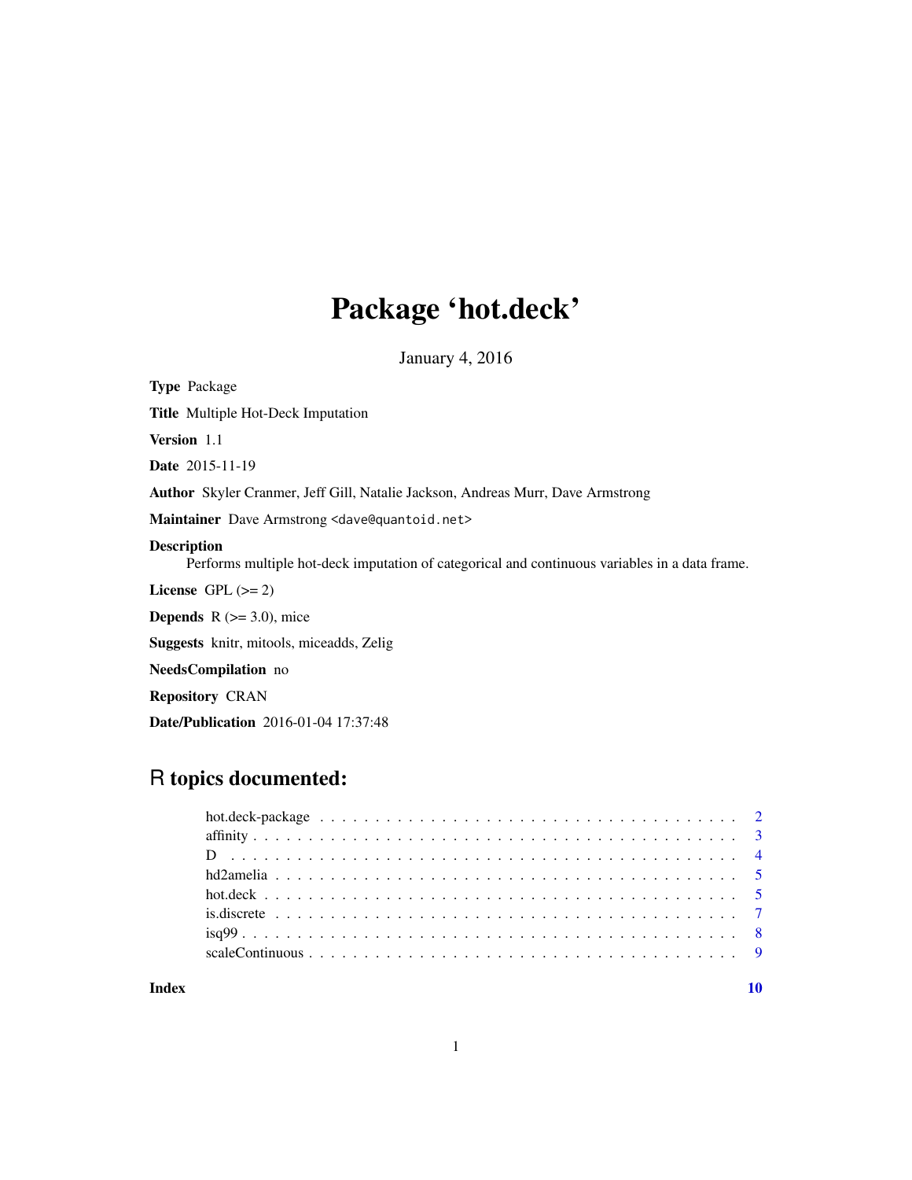# Package 'hot.deck'

January 4, 2016

**Type** Package

**Title** Multiple Hot-Deck Imputation

**Version** 1.1

**Date** 2015-11-19

**Author** Skyler Cranmer, Jeff Gill, Natalie Jackson, Andreas Murr, Dave Armstrong

**Maintainer** Dave Armstrong <dave@quantoid.net>

**Description**
Performs multiple hot-deck imputation of categorical and continuous variables in a data frame.

**License** GPL (>= 2)

**Depends** R (>= 3.0), mice

**Suggests** knitr, mitools, miceadds, Zelig

**NeedsCompilation** no

**Repository** CRAN

**Date/Publication** 2016-01-04 17:37:48

## R topics documented:

- hot.deck-package . . . . . . . . . . . . . . . . . . . . . . . . . . . . . . . . . . . . . . . 2
- affinity . . . . . . . . . . . . . . . . . . . . . . . . . . . . . . . . . . . . . . . . . . . . 3
- D . . . . . . . . . . . . . . . . . . . . . . . . . . . . . . . . . . . . . . . . . . . . . . . 4
- hd2amelia . . . . . . . . . . . . . . . . . . . . . . . . . . . . . . . . . . . . . . . . . . 5
- hot.deck . . . . . . . . . . . . . . . . . . . . . . . . . . . . . . . . . . . . . . . . . . . 5
- is.discrete . . . . . . . . . . . . . . . . . . . . . . . . . . . . . . . . . . . . . . . . . . 7
- isq99 . . . . . . . . . . . . . . . . . . . . . . . . . . . . . . . . . . . . . . . . . . . . . 8
- scaleContinuous . . . . . . . . . . . . . . . . . . . . . . . . . . . . . . . . . . . . . . . 9

**Index** **10**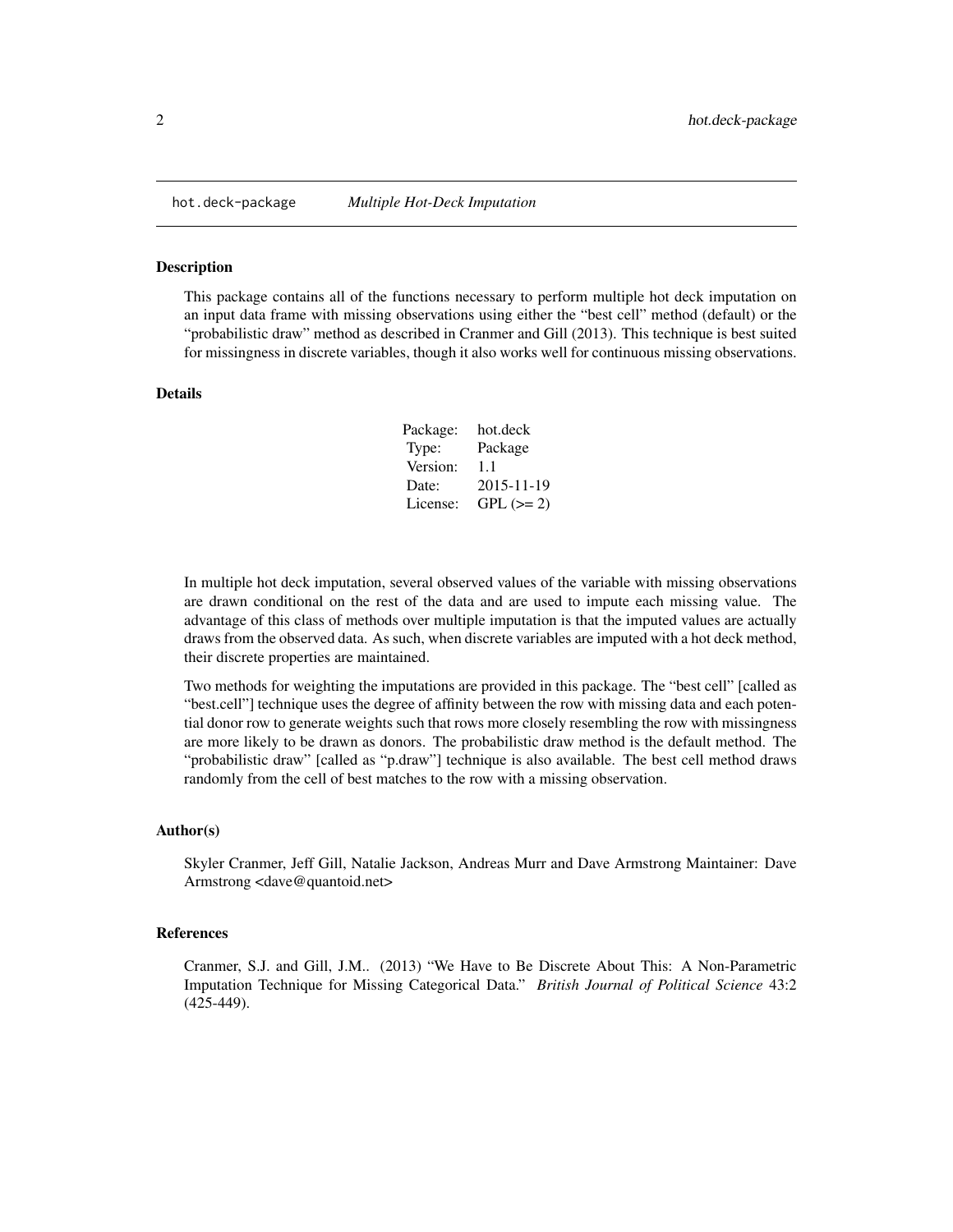hot.deck-package *Multiple Hot-Deck Imputation*

### Description

This package contains all of the functions necessary to perform multiple hot deck imputation on an input data frame with missing observations using either the "best cell" method (default) or the "probabilistic draw" method as described in Cranmer and Gill (2013). This technique is best suited for missingness in discrete variables, though it also works well for continuous missing observations.

### Details

| | |
|---|---|
| Package: | hot.deck |
| Type: | Package |
| Version: | 1.1 |
| Date: | 2015-11-19 |
| License: | GPL (>= 2) |

In multiple hot deck imputation, several observed values of the variable with missing observations are drawn conditional on the rest of the data and are used to impute each missing value. The advantage of this class of methods over multiple imputation is that the imputed values are actually draws from the observed data. As such, when discrete variables are imputed with a hot deck method, their discrete properties are maintained.

Two methods for weighting the imputations are provided in this package. The "best cell" [called as "best.cell"] technique uses the degree of affinity between the row with missing data and each potential donor row to generate weights such that rows more closely resembling the row with missingness are more likely to be drawn as donors. The probabilistic draw method is the default method. The "probabilistic draw" [called as "p.draw"] technique is also available. The best cell method draws randomly from the cell of best matches to the row with a missing observation.

### Author(s)

Skyler Cranmer, Jeff Gill, Natalie Jackson, Andreas Murr and Dave Armstrong Maintainer: Dave Armstrong <dave@quantoid.net>

### References

Cranmer, S.J. and Gill, J.M.. (2013) "We Have to Be Discrete About This: A Non-Parametric Imputation Technique for Missing Categorical Data." *British Journal of Political Science* 43:2 (425-449).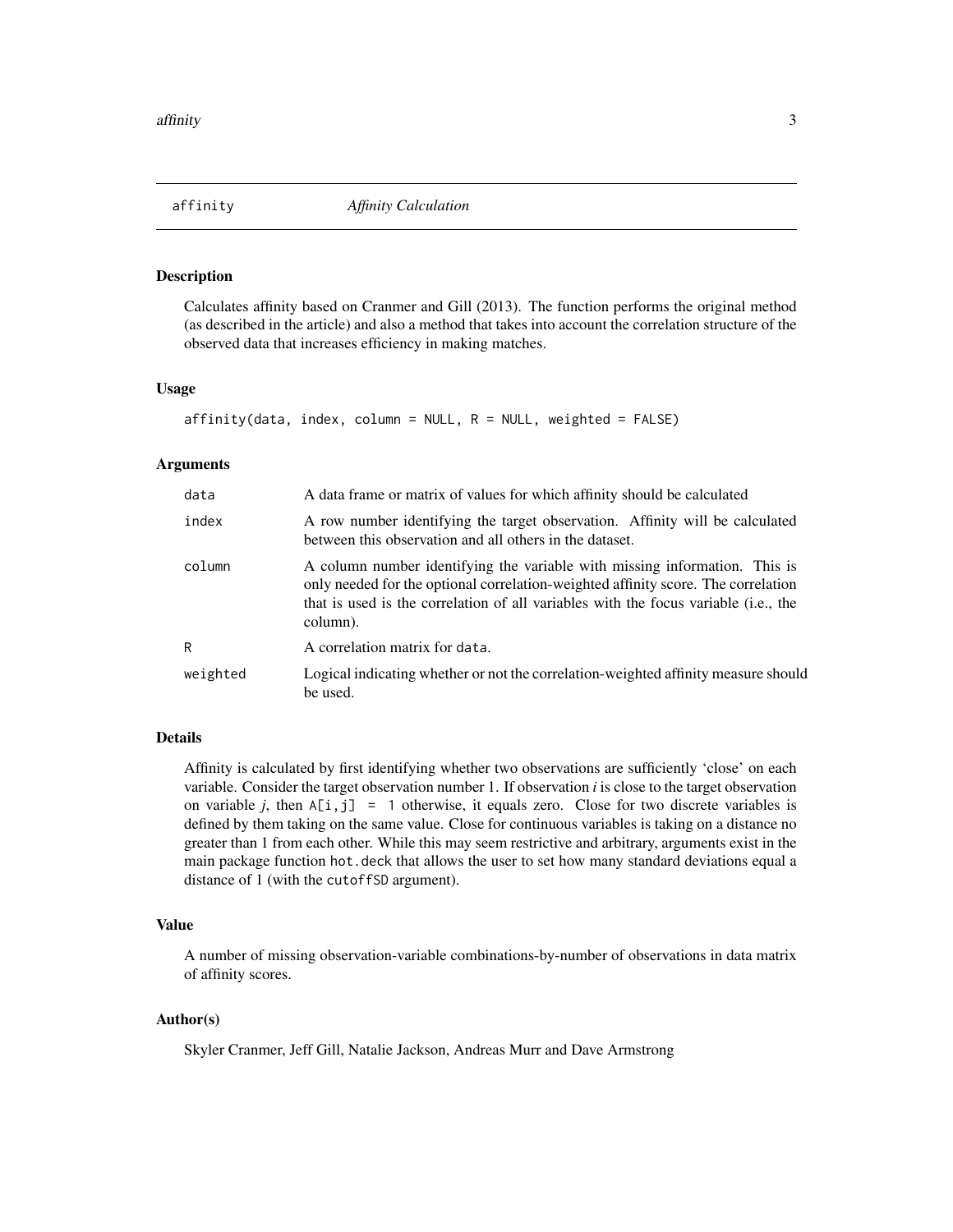# affinity — *Affinity Calculation*

## Description

Calculates affinity based on Cranmer and Gill (2013). The function performs the original method (as described in the article) and also a method that takes into account the correlation structure of the observed data that increases efficiency in making matches.

## Usage

```
affinity(data, index, column = NULL, R = NULL, weighted = FALSE)
```

## Arguments

| | |
|---|---|
| `data` | A data frame or matrix of values for which affinity should be calculated |
| `index` | A row number identifying the target observation. Affinity will be calculated between this observation and all others in the dataset. |
| `column` | A column number identifying the variable with missing information. This is only needed for the optional correlation-weighted affinity score. The correlation that is used is the correlation of all variables with the focus variable (i.e., the column). |
| `R` | A correlation matrix for `data`. |
| `weighted` | Logical indicating whether or not the correlation-weighted affinity measure should be used. |

## Details

Affinity is calculated by first identifying whether two observations are sufficiently 'close' on each variable. Consider the target observation number 1. If observation *i* is close to the target observation on variable *j*, then `A[i,j] = 1` otherwise, it equals zero. Close for two discrete variables is defined by them taking on the same value. Close for continuous variables is taking on a distance no greater than 1 from each other. While this may seem restrictive and arbitrary, arguments exist in the main package function `hot.deck` that allows the user to set how many standard deviations equal a distance of 1 (with the `cutoffSD` argument).

## Value

A number of missing observation-variable combinations-by-number of observations in data matrix of affinity scores.

## Author(s)

Skyler Cranmer, Jeff Gill, Natalie Jackson, Andreas Murr and Dave Armstrong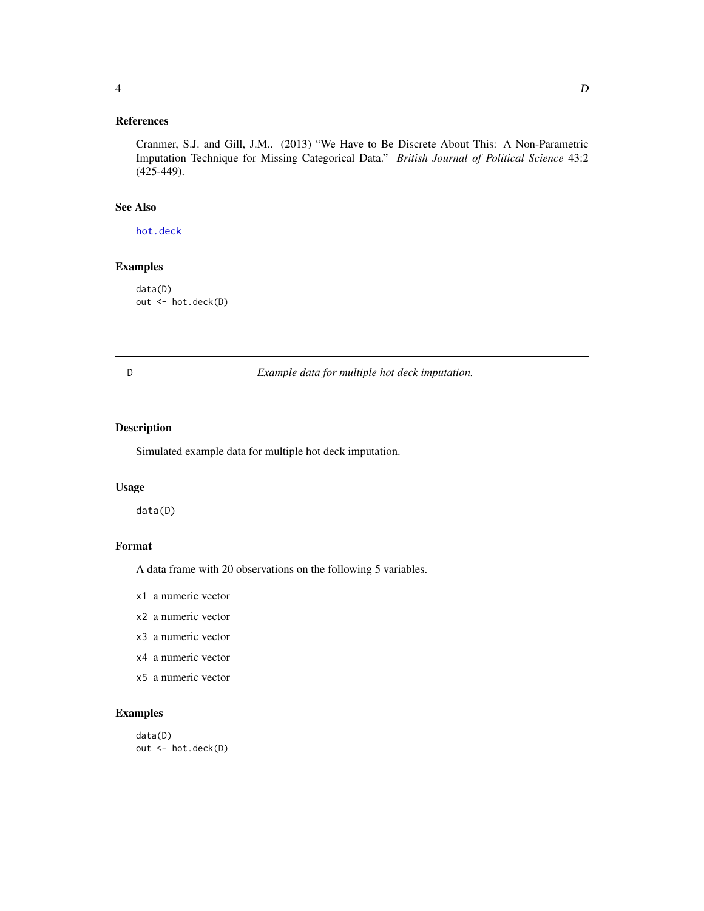### References

Cranmer, S.J. and Gill, J.M.. (2013) "We Have to Be Discrete About This: A Non-Parametric Imputation Technique for Missing Categorical Data." *British Journal of Political Science* 43:2 (425-449).

### See Also

hot.deck

### Examples

```
data(D)
out <- hot.deck(D)
```

---

## D *Example data for multiple hot deck imputation.*

---

### Description

Simulated example data for multiple hot deck imputation.

### Usage

```
data(D)
```

### Format

A data frame with 20 observations on the following 5 variables.

- `x1` a numeric vector
- `x2` a numeric vector
- `x3` a numeric vector
- `x4` a numeric vector
- `x5` a numeric vector

### Examples

```
data(D)
out <- hot.deck(D)
```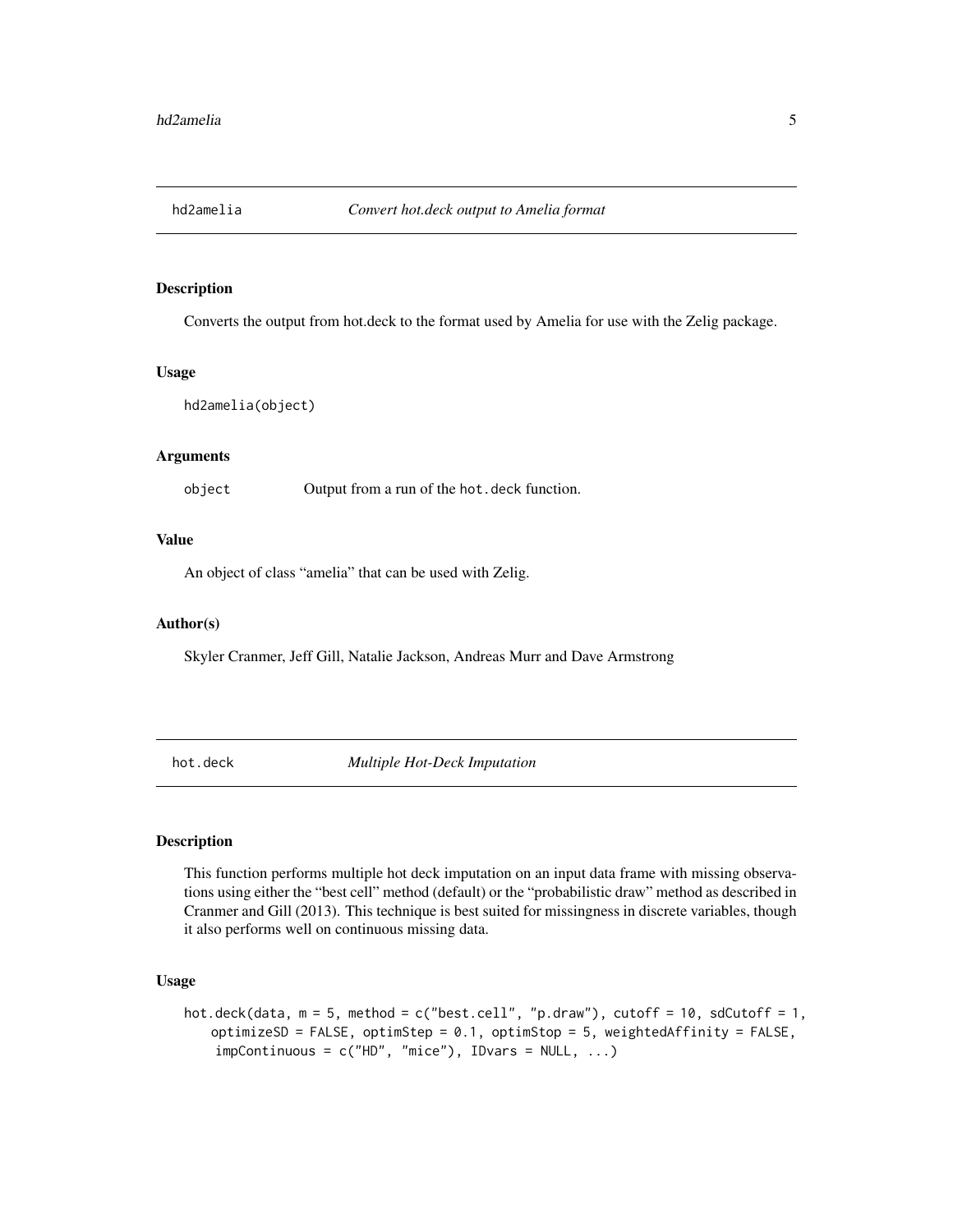## hd2amelia — *Convert hot.deck output to Amelia format*

### Description

Converts the output from hot.deck to the format used by Amelia for use with the Zelig package.

### Usage

```
hd2amelia(object)
```

### Arguments

| | |
|---|---|
| object | Output from a run of the `hot.deck` function. |

### Value

An object of class "amelia" that can be used with Zelig.

### Author(s)

Skyler Cranmer, Jeff Gill, Natalie Jackson, Andreas Murr and Dave Armstrong

## hot.deck — *Multiple Hot-Deck Imputation*

### Description

This function performs multiple hot deck imputation on an input data frame with missing observations using either the "best cell" method (default) or the "probabilistic draw" method as described in Cranmer and Gill (2013). This technique is best suited for missingness in discrete variables, though it also performs well on continuous missing data.

### Usage

```
hot.deck(data, m = 5, method = c("best.cell", "p.draw"), cutoff = 10, sdCutoff = 1,
    optimizeSD = FALSE, optimStep = 0.1, optimStop = 5, weightedAffinity = FALSE,
     impContinuous = c("HD", "mice"), IDvars = NULL, ...)
```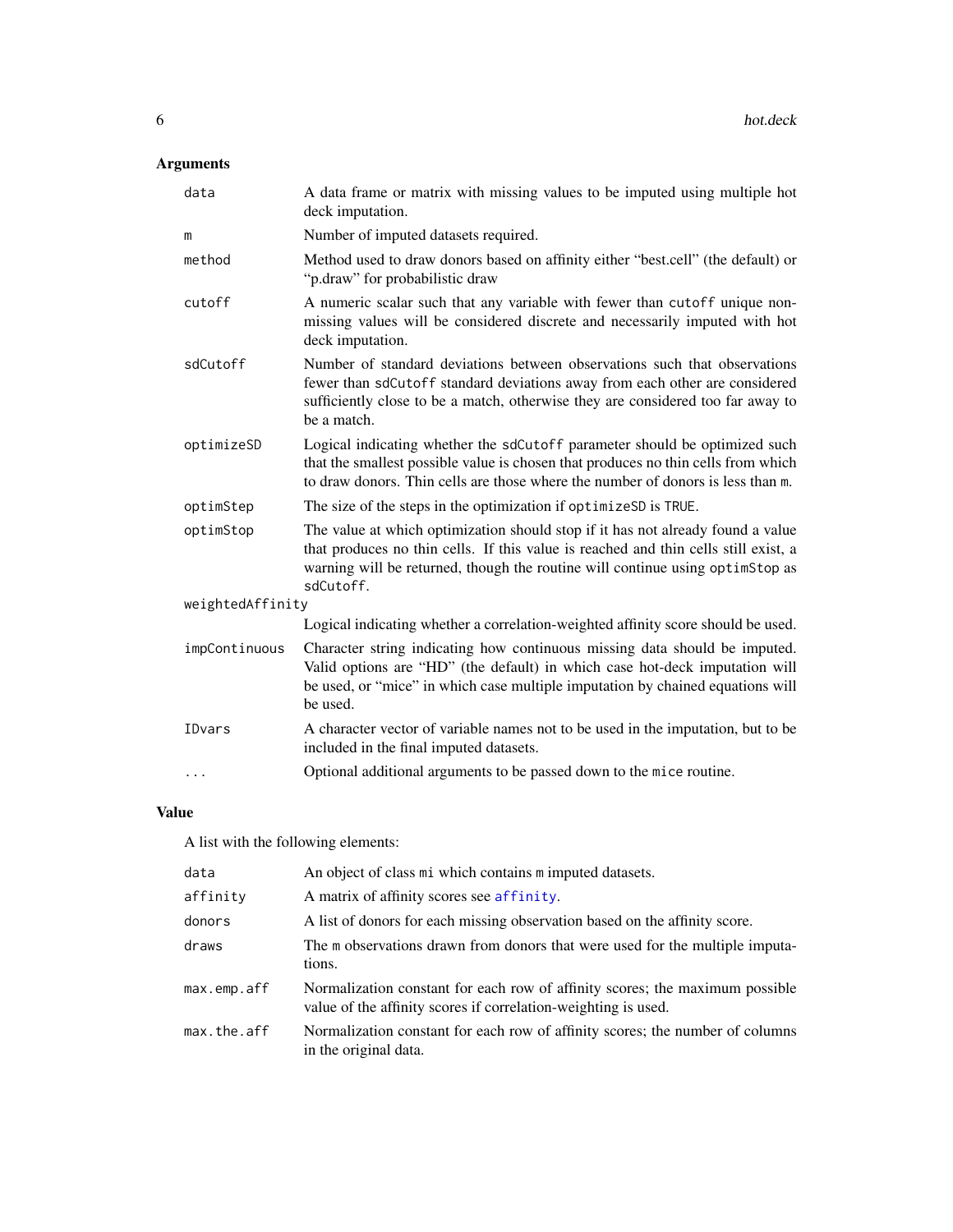## Arguments

| | |
|---|---|
| `data` | A data frame or matrix with missing values to be imputed using multiple hot deck imputation. |
| `m` | Number of imputed datasets required. |
| `method` | Method used to draw donors based on affinity either "best.cell" (the default) or "p.draw" for probabilistic draw |
| `cutoff` | A numeric scalar such that any variable with fewer than `cutoff` unique non-missing values will be considered discrete and necessarily imputed with hot deck imputation. |
| `sdCutoff` | Number of standard deviations between observations such that observations fewer than `sdCutoff` standard deviations away from each other are considered sufficiently close to be a match, otherwise they are considered too far away to be a match. |
| `optimizeSD` | Logical indicating whether the `sdCutoff` parameter should be optimized such that the smallest possible value is chosen that produces no thin cells from which to draw donors. Thin cells are those where the number of donors is less than `m`. |
| `optimStep` | The size of the steps in the optimization if `optimizeSD` is `TRUE`. |
| `optimStop` | The value at which optimization should stop if it has not already found a value that produces no thin cells. If this value is reached and thin cells still exist, a warning will be returned, though the routine will continue using `optimStop` as `sdCutoff`. |
| `weightedAffinity` | Logical indicating whether a correlation-weighted affinity score should be used. |
| `impContinuous` | Character string indicating how continuous missing data should be imputed. Valid options are "HD" (the default) in which case hot-deck imputation will be used, or "mice" in which case multiple imputation by chained equations will be used. |
| `IDvars` | A character vector of variable names not to be used in the imputation, but to be included in the final imputed datasets. |
| `...` | Optional additional arguments to be passed down to the `mice` routine. |

## Value

A list with the following elements:

| | |
|---|---|
| `data` | An object of class `mi` which contains `m` imputed datasets. |
| `affinity` | A matrix of affinity scores see `affinity`. |
| `donors` | A list of donors for each missing observation based on the affinity score. |
| `draws` | The `m` observations drawn from donors that were used for the multiple imputations. |
| `max.emp.aff` | Normalization constant for each row of affinity scores; the maximum possible value of the affinity scores if correlation-weighting is used. |
| `max.the.aff` | Normalization constant for each row of affinity scores; the number of columns in the original data. |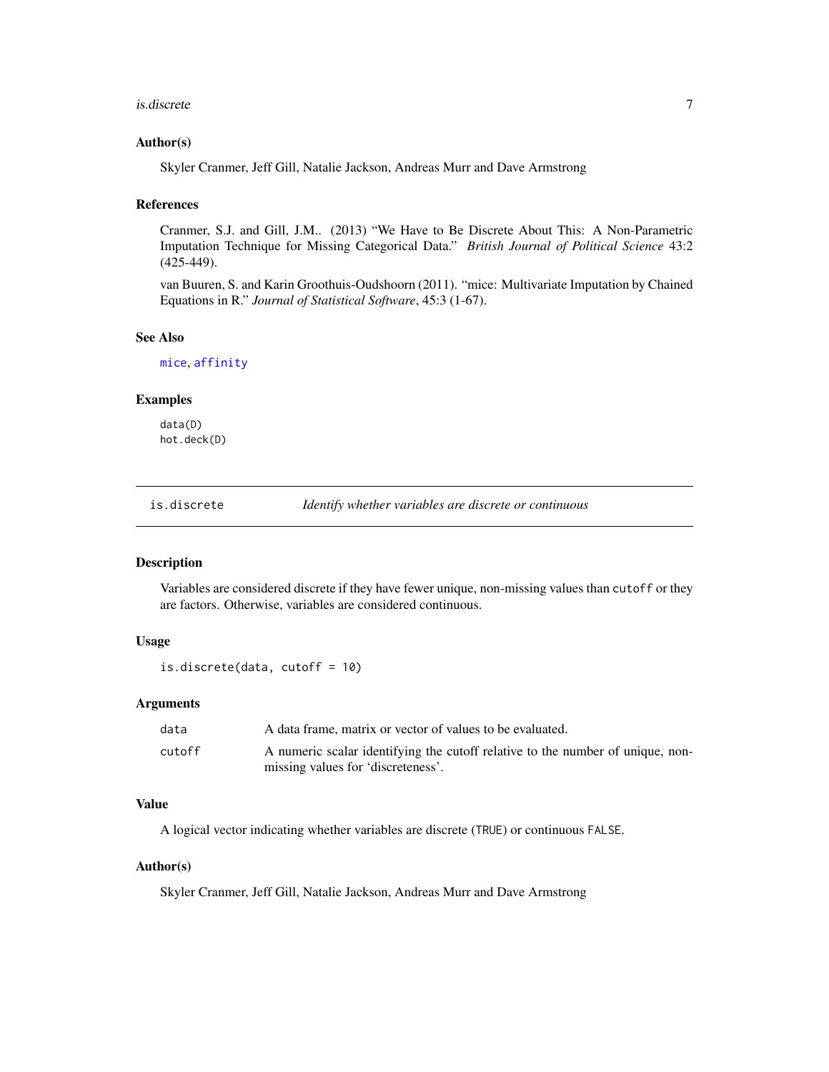### Author(s)

Skyler Cranmer, Jeff Gill, Natalie Jackson, Andreas Murr and Dave Armstrong

### References

Cranmer, S.J. and Gill, J.M.. (2013) "We Have to Be Discrete About This: A Non-Parametric Imputation Technique for Missing Categorical Data." *British Journal of Political Science* 43:2 (425-449).

van Buuren, S. and Karin Groothuis-Oudshoorn (2011). "mice: Multivariate Imputation by Chained Equations in R." *Journal of Statistical Software*, 45:3 (1-67).

### See Also

`mice`, `affinity`

### Examples

```
data(D)
hot.deck(D)
```

---

## is.discrete — *Identify whether variables are discrete or continuous*

### Description

Variables are considered discrete if they have fewer unique, non-missing values than `cutoff` or they are factors. Otherwise, variables are considered continuous.

### Usage

```
is.discrete(data, cutoff = 10)
```

### Arguments

| | |
|---|---|
| `data` | A data frame, matrix or vector of values to be evaluated. |
| `cutoff` | A numeric scalar identifying the cutoff relative to the number of unique, non-missing values for 'discreteness'. |

### Value

A logical vector indicating whether variables are discrete (`TRUE`) or continuous `FALSE`.

### Author(s)

Skyler Cranmer, Jeff Gill, Natalie Jackson, Andreas Murr and Dave Armstrong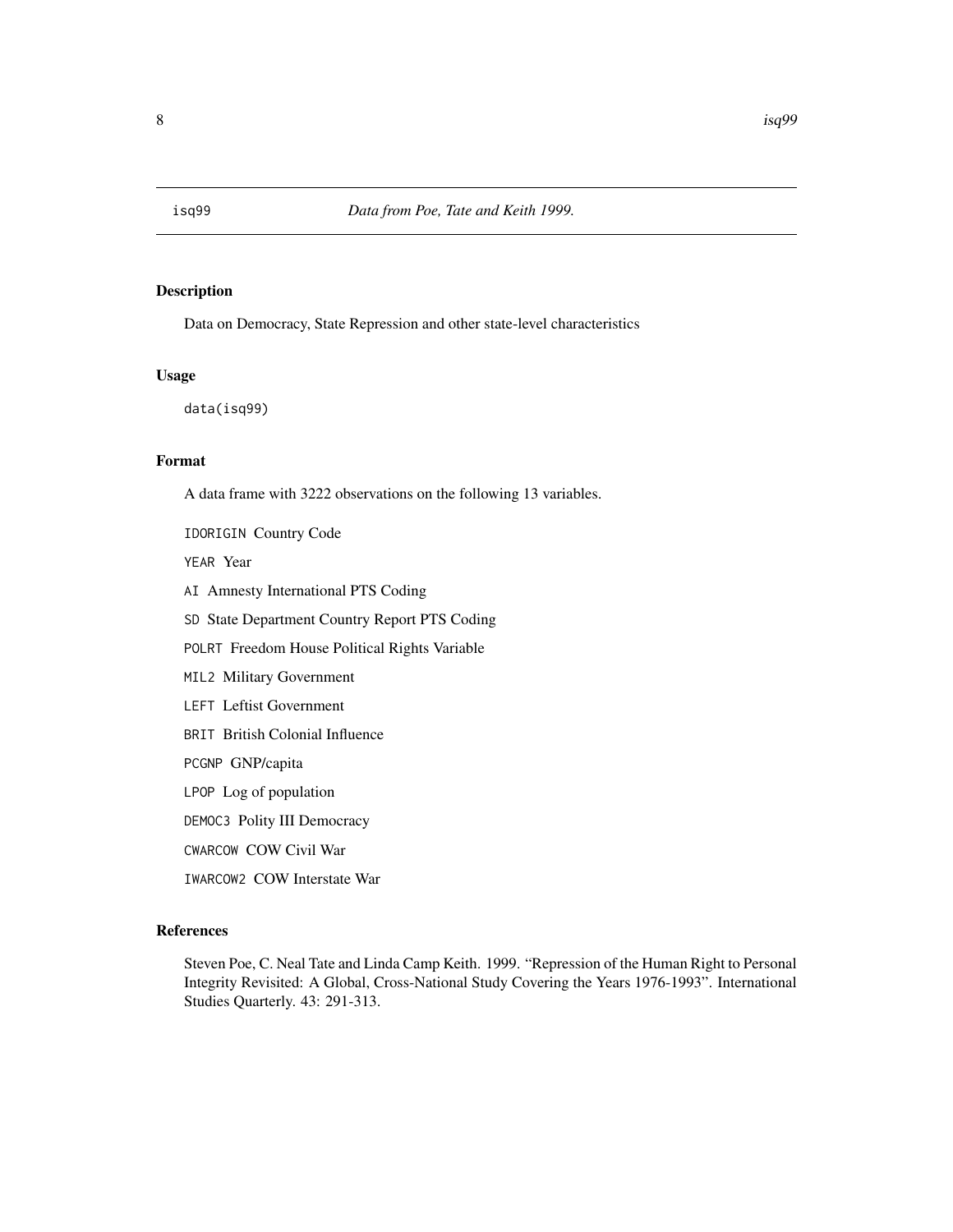isq99 *Data from Poe, Tate and Keith 1999.*

## Description

Data on Democracy, State Repression and other state-level characteristics

## Usage

```
data(isq99)
```

## Format

A data frame with 3222 observations on the following 13 variables.

- `IDORIGIN` Country Code
- `YEAR` Year
- `AI` Amnesty International PTS Coding
- `SD` State Department Country Report PTS Coding
- `POLRT` Freedom House Political Rights Variable
- `MIL2` Military Government
- `LEFT` Leftist Government
- `BRIT` British Colonial Influence
- `PCGNP` GNP/capita
- `LPOP` Log of population
- `DEMOC3` Polity III Democracy
- `CWARCOW` COW Civil War
- `IWARCOW2` COW Interstate War

## References

Steven Poe, C. Neal Tate and Linda Camp Keith. 1999. "Repression of the Human Right to Personal Integrity Revisited: A Global, Cross-National Study Covering the Years 1976-1993". International Studies Quarterly. 43: 291-313.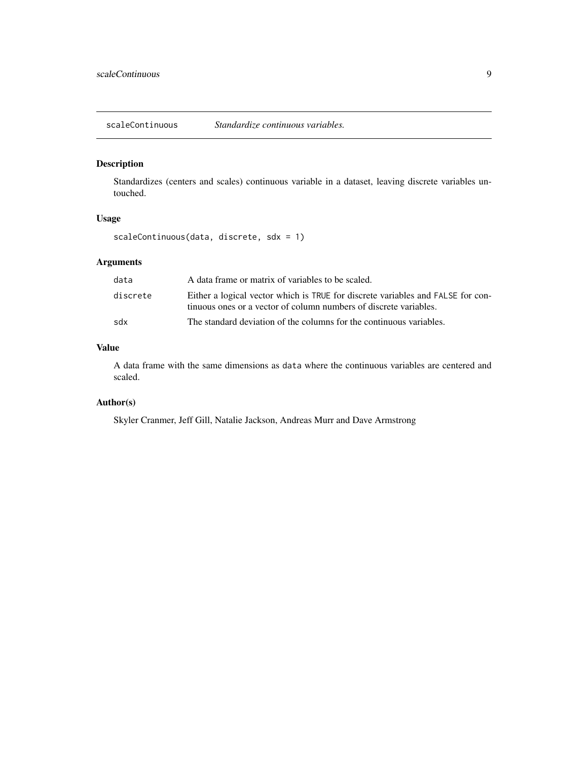# scaleContinuous — *Standardize continuous variables.*

## Description

Standardizes (centers and scales) continuous variable in a dataset, leaving discrete variables untouched.

## Usage

```
scaleContinuous(data, discrete, sdx = 1)
```

## Arguments

| | |
|---|---|
| `data` | A data frame or matrix of variables to be scaled. |
| `discrete` | Either a logical vector which is `TRUE` for discrete variables and `FALSE` for continuous ones or a vector of column numbers of discrete variables. |
| `sdx` | The standard deviation of the columns for the continuous variables. |

## Value

A data frame with the same dimensions as `data` where the continuous variables are centered and scaled.

## Author(s)

Skyler Cranmer, Jeff Gill, Natalie Jackson, Andreas Murr and Dave Armstrong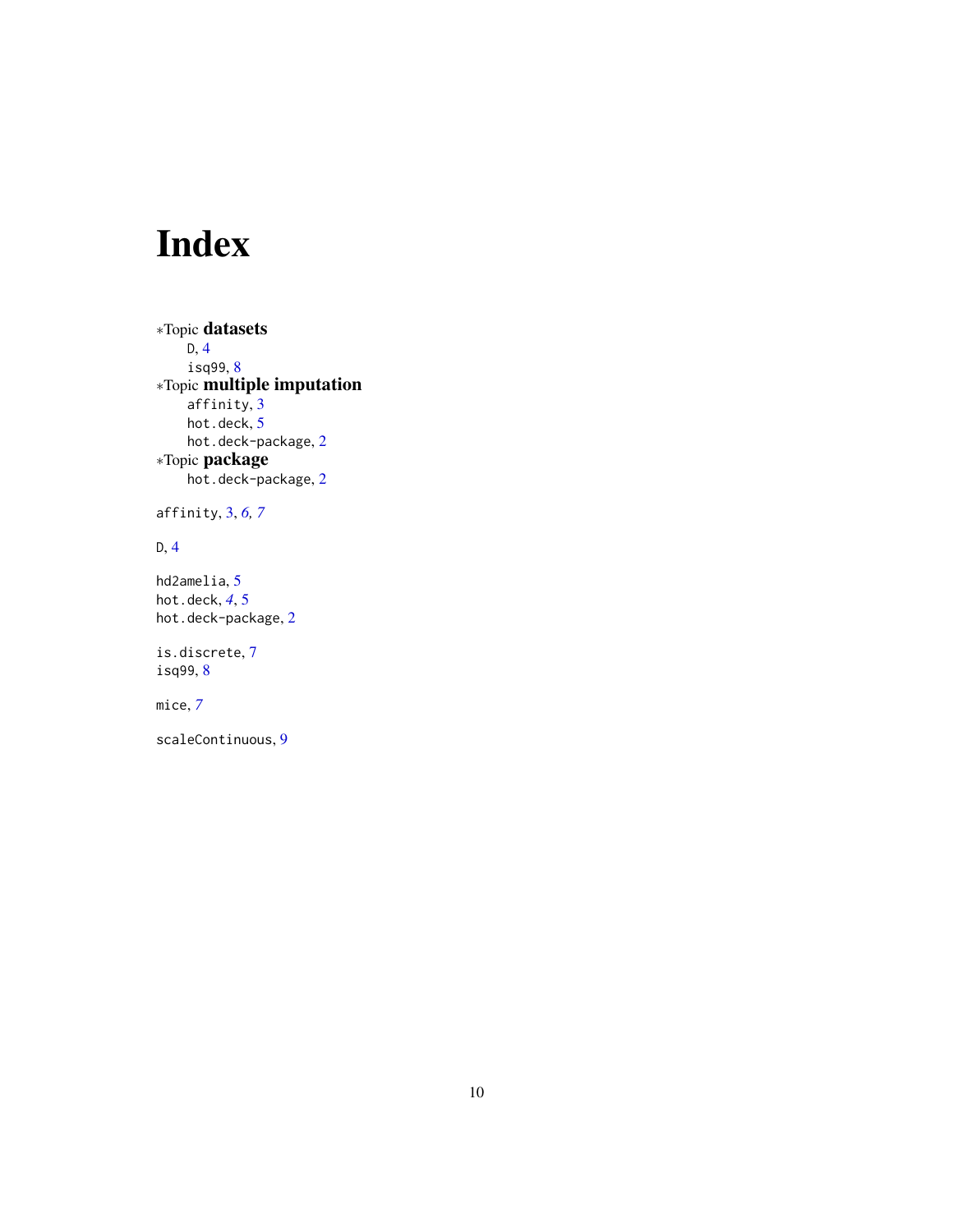# Index

∗Topic **datasets**
- D, 4
- isq99, 8

∗Topic **multiple imputation**
- affinity, 3
- hot.deck, 5
- hot.deck-package, 2

∗Topic **package**
- hot.deck-package, 2

affinity, 3, *6, 7*

D, 4

hd2amelia, 5
hot.deck, *4*, 5
hot.deck-package, 2

is.discrete, 7
isq99, 8

mice, *7*

scaleContinuous, 9